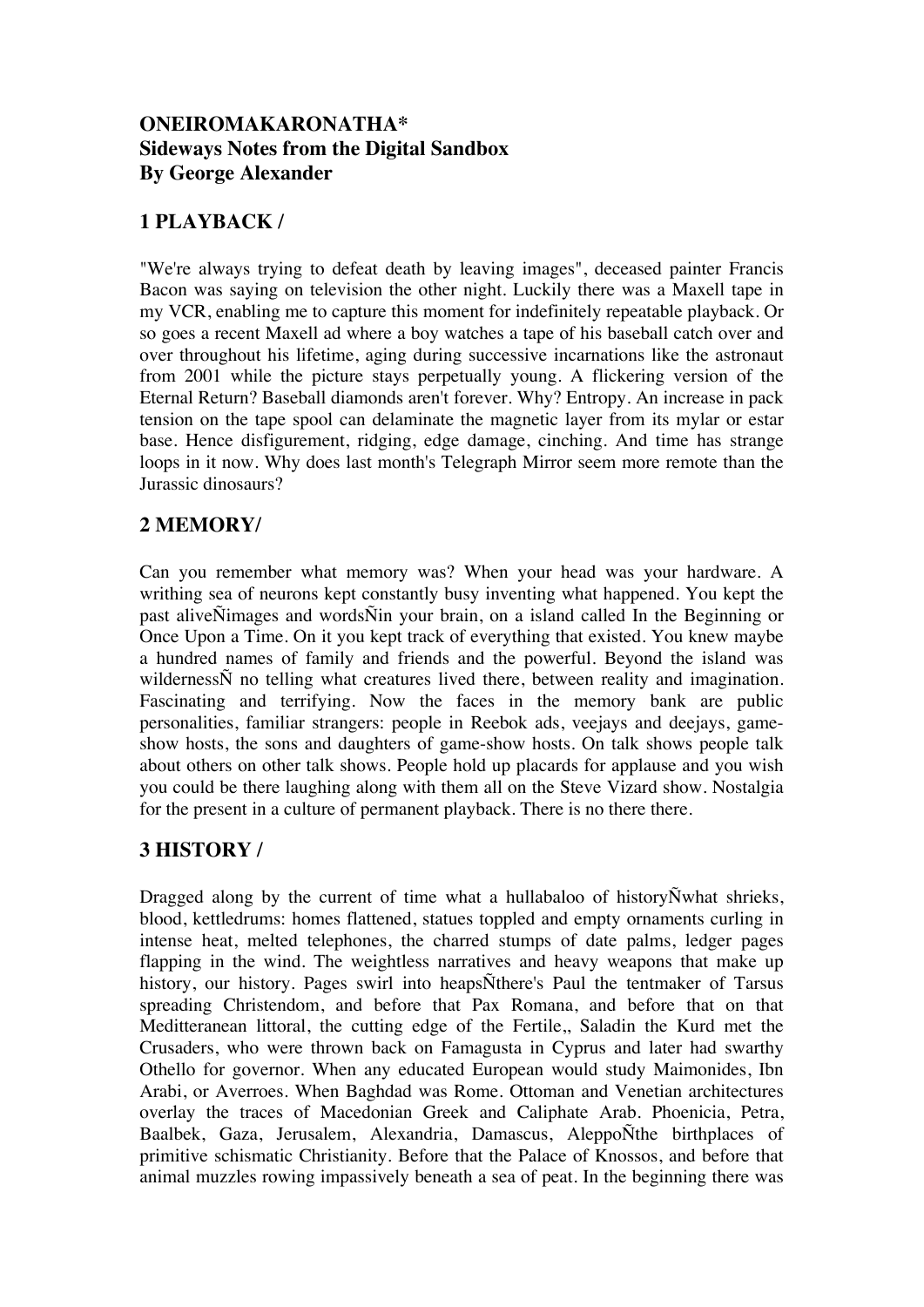**ONEIROMAKARONATHA***
**Sideways Notes from the Digital Sandbox**
**By George Alexander**

## 1 PLAYBACK /

"We're always trying to defeat death by leaving images", deceased painter Francis Bacon was saying on television the other night. Luckily there was a Maxell tape in my VCR, enabling me to capture this moment for indefinitely repeatable playback. Or so goes a recent Maxell ad where a boy watches a tape of his baseball catch over and over throughout his lifetime, aging during successive incarnations like the astronaut from 2001 while the picture stays perpetually young. A flickering version of the Eternal Return? Baseball diamonds aren't forever. Why? Entropy. An increase in pack tension on the tape spool can delaminate the magnetic layer from its mylar or estar base. Hence disfigurement, ridging, edge damage, cinching. And time has strange loops in it now. Why does last month's Telegraph Mirror seem more remote than the Jurassic dinosaurs?

## 2 MEMORY/

Can you remember what memory was? When your head was your hardware. A writhing sea of neurons kept constantly busy inventing what happened. You kept the past aliveÑimages and wordsÑin your brain, on a island called In the Beginning or Once Upon a Time. On it you kept track of everything that existed. You knew maybe a hundred names of family and friends and the powerful. Beyond the island was wildernessÑ no telling what creatures lived there, between reality and imagination. Fascinating and terrifying. Now the faces in the memory bank are public personalities, familiar strangers: people in Reebok ads, veejays and deejays, game-show hosts, the sons and daughters of game-show hosts. On talk shows people talk about others on other talk shows. People hold up placards for applause and you wish you could be there laughing along with them all on the Steve Vizard show. Nostalgia for the present in a culture of permanent playback. There is no there there.

## 3 HISTORY /

Dragged along by the current of time what a hullabaloo of historyÑwhat shrieks, blood, kettledrums: homes flattened, statues toppled and empty ornaments curling in intense heat, melted telephones, the charred stumps of date palms, ledger pages flapping in the wind. The weightless narratives and heavy weapons that make up history, our history. Pages swirl into heapsÑthere's Paul the tentmaker of Tarsus spreading Christendom, and before that Pax Romana, and before that on that Meditteranean littoral, the cutting edge of the Fertile,, Saladin the Kurd met the Crusaders, who were thrown back on Famagusta in Cyprus and later had swarthy Othello for governor. When any educated European would study Maimonides, Ibn Arabi, or Averroes. When Baghdad was Rome. Ottoman and Venetian architectures overlay the traces of Macedonian Greek and Caliphate Arab. Phoenicia, Petra, Baalbek, Gaza, Jerusalem, Alexandria, Damascus, AleppoÑthe birthplaces of primitive schismatic Christianity. Before that the Palace of Knossos, and before that animal muzzles rowing impassively beneath a sea of peat. In the beginning there was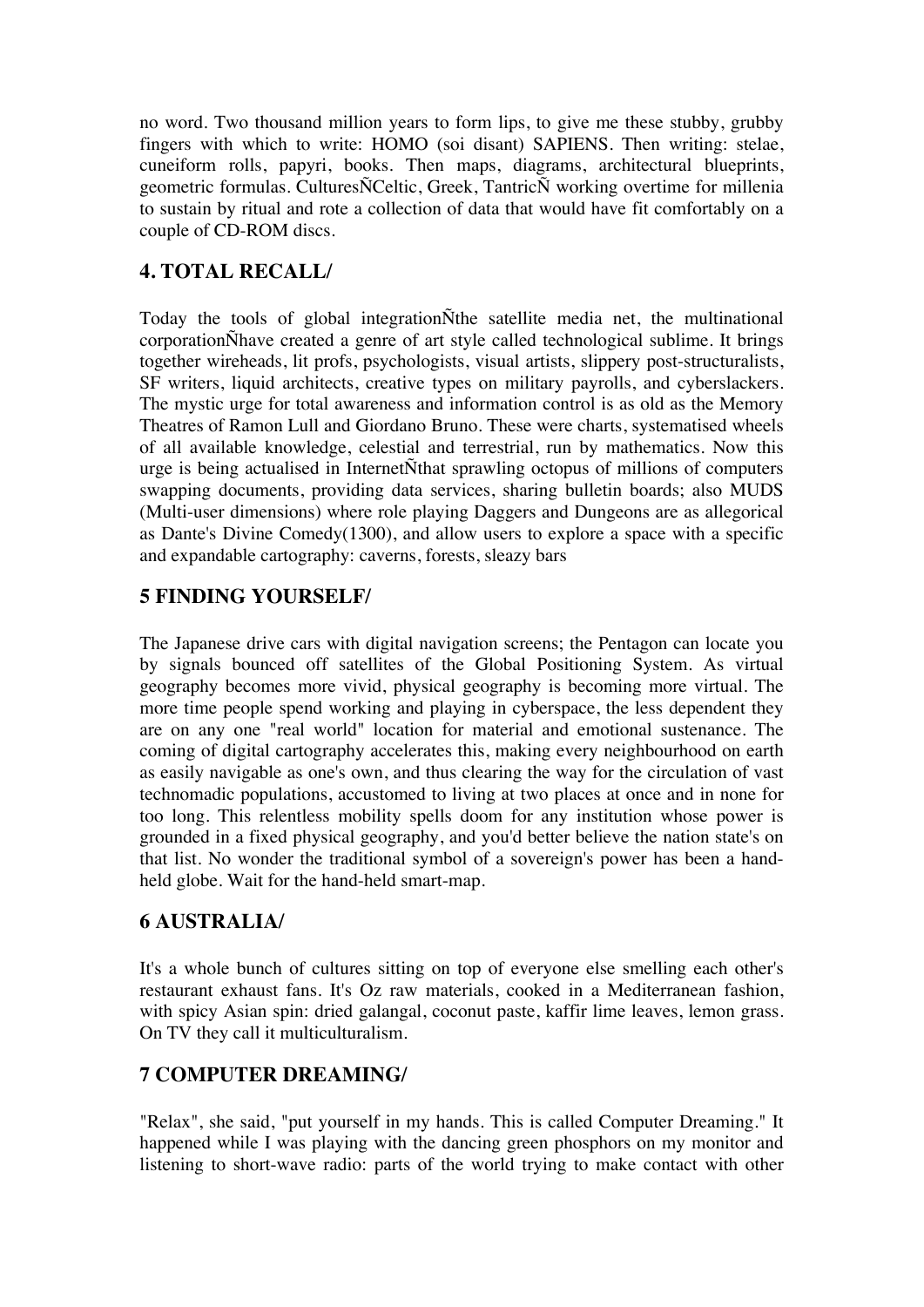no word. Two thousand million years to form lips, to give me these stubby, grubby fingers with which to write: HOMO (soi disant) SAPIENS. Then writing: stelae, cuneiform rolls, papyri, books. Then maps, diagrams, architectural blueprints, geometric formulas. CulturesÑCeltic, Greek, TantricÑ working overtime for millenia to sustain by ritual and rote a collection of data that would have fit comfortably on a couple of CD-ROM discs.

## 4. TOTAL RECALL/

Today the tools of global integrationÑthe satellite media net, the multinational corporationÑhave created a genre of art style called technological sublime. It brings together wireheads, lit profs, psychologists, visual artists, slippery post-structuralists, SF writers, liquid architects, creative types on military payrolls, and cyberslackers. The mystic urge for total awareness and information control is as old as the Memory Theatres of Ramon Lull and Giordano Bruno. These were charts, systematised wheels of all available knowledge, celestial and terrestrial, run by mathematics. Now this urge is being actualised in InternetÑthat sprawling octopus of millions of computers swapping documents, providing data services, sharing bulletin boards; also MUDS (Multi-user dimensions) where role playing Daggers and Dungeons are as allegorical as Dante's Divine Comedy(1300), and allow users to explore a space with a specific and expandable cartography: caverns, forests, sleazy bars

## 5 FINDING YOURSELF/

The Japanese drive cars with digital navigation screens; the Pentagon can locate you by signals bounced off satellites of the Global Positioning System. As virtual geography becomes more vivid, physical geography is becoming more virtual. The more time people spend working and playing in cyberspace, the less dependent they are on any one "real world" location for material and emotional sustenance. The coming of digital cartography accelerates this, making every neighbourhood on earth as easily navigable as one's own, and thus clearing the way for the circulation of vast technomadic populations, accustomed to living at two places at once and in none for too long. This relentless mobility spells doom for any institution whose power is grounded in a fixed physical geography, and you'd better believe the nation state's on that list. No wonder the traditional symbol of a sovereign's power has been a hand-held globe. Wait for the hand-held smart-map.

## 6 AUSTRALIA/

It's a whole bunch of cultures sitting on top of everyone else smelling each other's restaurant exhaust fans. It's Oz raw materials, cooked in a Mediterranean fashion, with spicy Asian spin: dried galangal, coconut paste, kaffir lime leaves, lemon grass. On TV they call it multiculturalism.

## 7 COMPUTER DREAMING/

"Relax", she said, "put yourself in my hands. This is called Computer Dreaming." It happened while I was playing with the dancing green phosphors on my monitor and listening to short-wave radio: parts of the world trying to make contact with other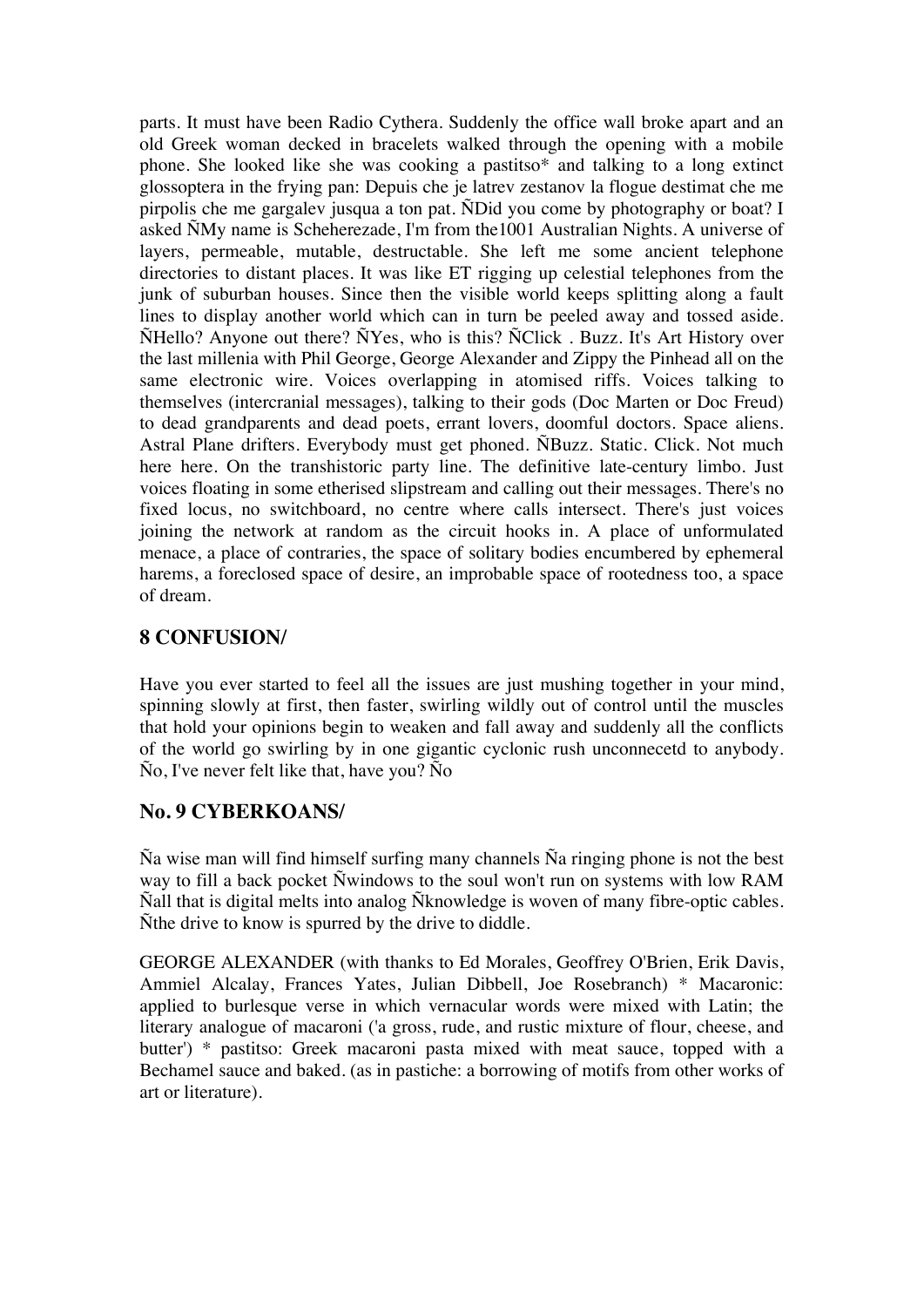parts. It must have been Radio Cythera. Suddenly the office wall broke apart and an old Greek woman decked in bracelets walked through the opening with a mobile phone. She looked like she was cooking a pastitso* and talking to a long extinct glossoptera in the frying pan: Depuis che je latrev zestanov la flogue destimat che me pirpolis che me gargalev jusqua a ton pat. ÑDid you come by photography or boat? I asked ÑMy name is Scheherezade, I'm from the1001 Australian Nights. A universe of layers, permeable, mutable, destructable. She left me some ancient telephone directories to distant places. It was like ET rigging up celestial telephones from the junk of suburban houses. Since then the visible world keeps splitting along a fault lines to display another world which can in turn be peeled away and tossed aside. ÑHello? Anyone out there? ÑYes, who is this? ÑClick . Buzz. It's Art History over the last millenia with Phil George, George Alexander and Zippy the Pinhead all on the same electronic wire. Voices overlapping in atomised riffs. Voices talking to themselves (intercranial messages), talking to their gods (Doc Marten or Doc Freud) to dead grandparents and dead poets, errant lovers, doomful doctors. Space aliens. Astral Plane drifters. Everybody must get phoned. ÑBuzz. Static. Click. Not much here here. On the transhistoric party line. The definitive late-century limbo. Just voices floating in some etherised slipstream and calling out their messages. There's no fixed locus, no switchboard, no centre where calls intersect. There's just voices joining the network at random as the circuit hooks in. A place of unformulated menace, a place of contraries, the space of solitary bodies encumbered by ephemeral harems, a foreclosed space of desire, an improbable space of rootedness too, a space of dream.

## 8 CONFUSION/

Have you ever started to feel all the issues are just mushing together in your mind, spinning slowly at first, then faster, swirling wildly out of control until the muscles that hold your opinions begin to weaken and fall away and suddenly all the conflicts of the world go swirling by in one gigantic cyclonic rush unconnecetd to anybody. Ño, I've never felt like that, have you? Ño

## No. 9 CYBERKOANS/

Ña wise man will find himself surfing many channels Ña ringing phone is not the best way to fill a back pocket Ñwindows to the soul won't run on systems with low RAM Ñall that is digital melts into analog Ñknowledge is woven of many fibre-optic cables. Ñthe drive to know is spurred by the drive to diddle.

GEORGE ALEXANDER (with thanks to Ed Morales, Geoffrey O'Brien, Erik Davis, Ammiel Alcalay, Frances Yates, Julian Dibbell, Joe Rosebranch) * Macaronic: applied to burlesque verse in which vernacular words were mixed with Latin; the literary analogue of macaroni ('a gross, rude, and rustic mixture of flour, cheese, and butter') * pastitso: Greek macaroni pasta mixed with meat sauce, topped with a Bechamel sauce and baked. (as in pastiche: a borrowing of motifs from other works of art or literature).